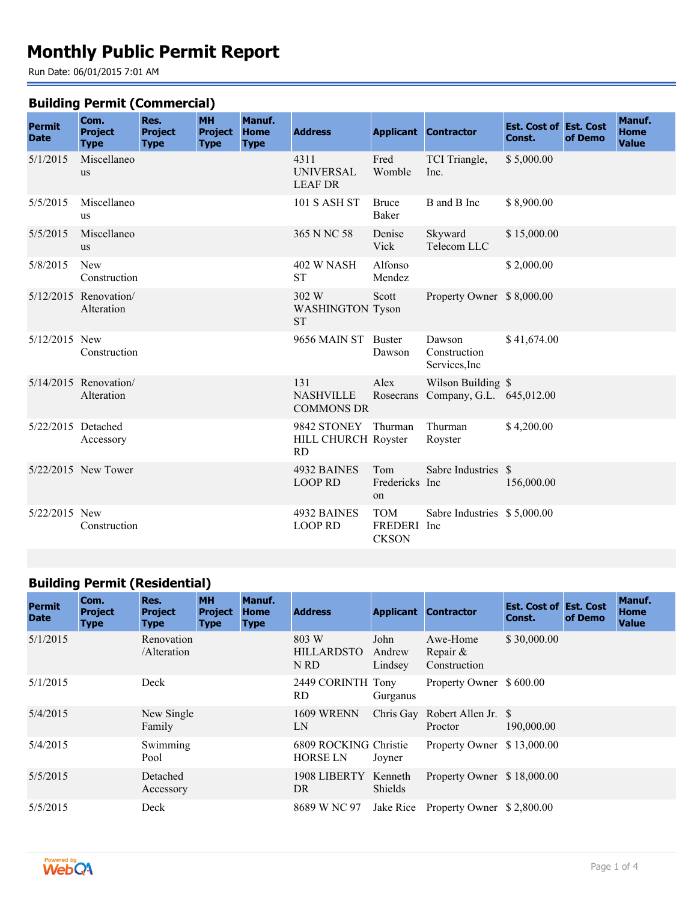# Monthly Public Permit Report

Run Date: 06/01/2015 7:01 AM

## Building Permit (Commercial)

| Permit Date | Com. Project Type | Res. Project Type | MH Project Type | Manuf. Home Type | Address | Applicant | Contractor | Est. Cost of Const. | Est. Cost of Demo | Manuf. Home Value |
|---|---|---|---|---|---|---|---|---|---|---|
| 5/1/2015 | Miscellaneous | | | | 4311 UNIVERSAL LEAF DR | Fred Womble | TCI Triangle, Inc. | $ 5,000.00 | | |
| 5/5/2015 | Miscellaneous | | | | 101 S ASH ST | Bruce Baker | B and B Inc | $ 8,900.00 | | |
| 5/5/2015 | Miscellaneous | | | | 365 N NC 58 | Denise Vick | Skyward Telecom LLC | $ 15,000.00 | | |
| 5/8/2015 | New Construction | | | | 402 W NASH ST | Alfonso Mendez | | $ 2,000.00 | | |
| 5/12/2015 | Renovation/ Alteration | | | | 302 W WASHINGTON ST | Scott Tyson | Property Owner | $ 8,000.00 | | |
| 5/12/2015 | New Construction | | | | 9656 MAIN ST | Buster Dawson | Dawson Construction Services,Inc | $ 41,674.00 | | |
| 5/14/2015 | Renovation/ Alteration | | | | 131 NASHVILLE COMMONS DR | Alex Rosecrans | Wilson Building Company, G.L. | $ 645,012.00 | | |
| 5/22/2015 | Detached Accessory | | | | 9842 STONEY HILL CHURCH RD | Thurman Royster | Thurman Royster | $ 4,200.00 | | |
| 5/22/2015 | New Tower | | | | 4932 BAINES LOOP RD | Tom Fredericks on | Sabre Industries Inc | $ 156,000.00 | | |
| 5/22/2015 | New Construction | | | | 4932 BAINES LOOP RD | TOM FREDERICKSON | Sabre Industries Inc | $ 5,000.00 | | |

## Building Permit (Residential)

| Permit Date | Com. Project Type | Res. Project Type | MH Project Type | Manuf. Home Type | Address | Applicant | Contractor | Est. Cost of Const. | Est. Cost of Demo | Manuf. Home Value |
|---|---|---|---|---|---|---|---|---|---|---|
| 5/1/2015 | | Renovation /Alteration | | | 803 W HILLARDSTON RD | John Andrew Lindsey | Awe-Home Repair & Construction | $ 30,000.00 | | |
| 5/1/2015 | | Deck | | | 2449 CORINTH RD | Tony Gurganus | Property Owner | $ 600.00 | | |
| 5/4/2015 | | New Single Family | | | 1609 WRENN LN | Chris Gay | Robert Allen Jr. Proctor | $ 190,000.00 | | |
| 5/4/2015 | | Swimming Pool | | | 6809 ROCKING HORSE LN | Christie Joyner | Property Owner | $ 13,000.00 | | |
| 5/5/2015 | | Detached Accessory | | | 1908 LIBERTY DR | Kenneth Shields | Property Owner | $ 18,000.00 | | |
| 5/5/2015 | | Deck | | | 8689 W NC 97 | Jake Rice | Property Owner | $ 2,800.00 | | |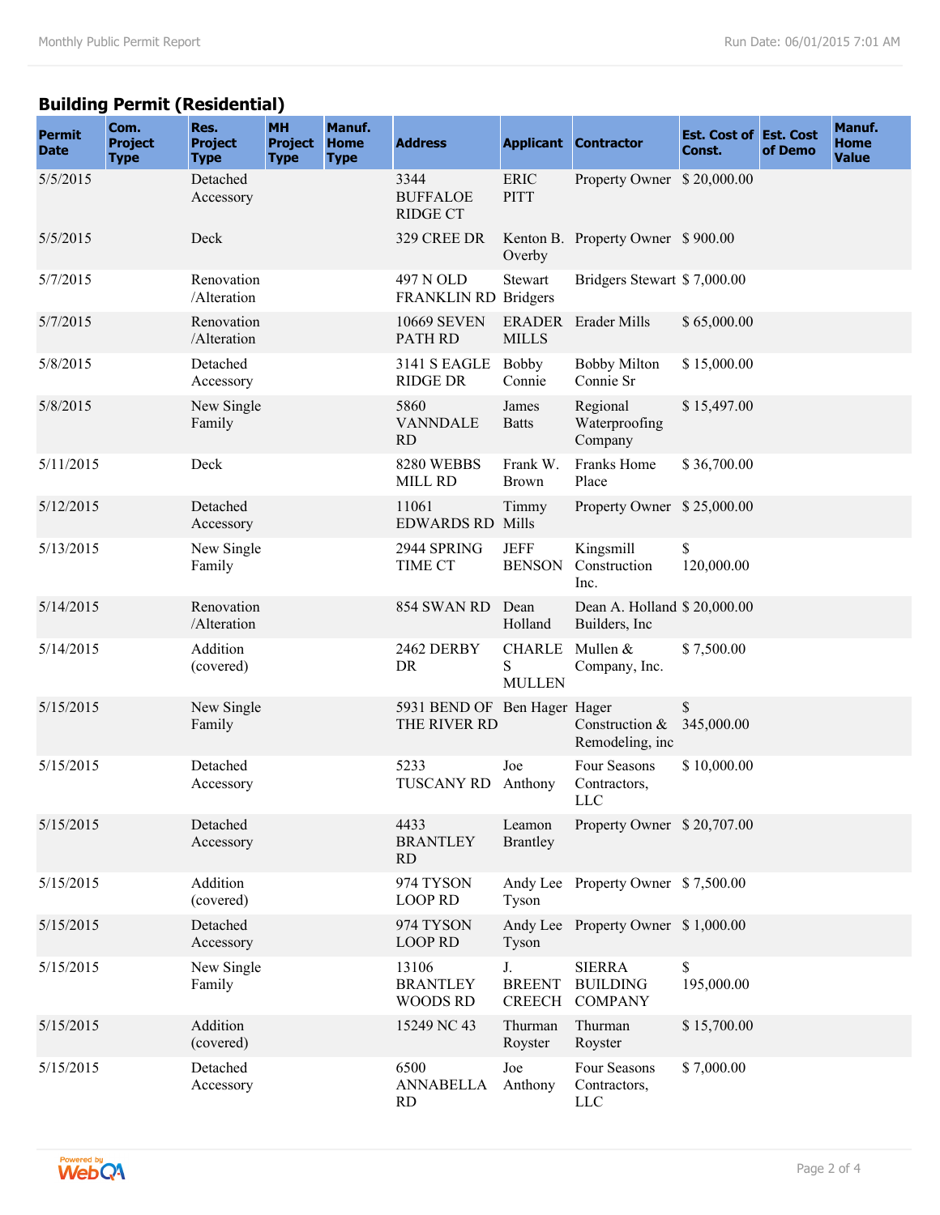## Building Permit (Residential)

| Permit Date | Com. Project Type | Res. Project Type | MH Project Type | Manuf. Home Type | Address | Applicant | Contractor | Est. Cost of Const. | Est. Cost of Demo | Manuf. Home Value |
|---|---|---|---|---|---|---|---|---|---|---|
| 5/5/2015 | | Detached Accessory | | | 3344 BUFFALOE RIDGE CT | ERIC PITT | Property Owner | $ 20,000.00 | | |
| 5/5/2015 | | Deck | | | 329 CREE DR | Kenton B. Overby | Property Owner | $ 900.00 | | |
| 5/7/2015 | | Renovation /Alteration | | | 497 N OLD FRANKLIN RD | Stewart Bridgers | Bridgers Stewart | $ 7,000.00 | | |
| 5/7/2015 | | Renovation /Alteration | | | 10669 SEVEN PATH RD | ERADER MILLS | Erader Mills | $ 65,000.00 | | |
| 5/8/2015 | | Detached Accessory | | | 3141 S EAGLE RIDGE DR | Bobby Connie | Bobby Milton Connie Sr | $ 15,000.00 | | |
| 5/8/2015 | | New Single Family | | | 5860 VANNDALE RD | James Batts | Regional Waterproofing Company | $ 15,497.00 | | |
| 5/11/2015 | | Deck | | | 8280 WEBBS MILL RD | Frank W. Brown | Franks Home Place | $ 36,700.00 | | |
| 5/12/2015 | | Detached Accessory | | | 11061 EDWARDS RD | Timmy Mills | Property Owner | $ 25,000.00 | | |
| 5/13/2015 | | New Single Family | | | 2944 SPRING TIME CT | JEFF BENSON | Kingsmill Construction Inc. | $ 120,000.00 | | |
| 5/14/2015 | | Renovation /Alteration | | | 854 SWAN RD | Dean Holland | Dean A. Holland Builders, Inc | $ 20,000.00 | | |
| 5/14/2015 | | Addition (covered) | | | 2462 DERBY DR | CHARLES MULLEN | Mullen & Company, Inc. | $ 7,500.00 | | |
| 5/15/2015 | | New Single Family | | | 5931 BEND OF THE RIVER RD | Ben Hager | Hager Construction & Remodeling, inc | $ 345,000.00 | | |
| 5/15/2015 | | Detached Accessory | | | 5233 TUSCANY RD | Joe Anthony | Four Seasons Contractors, LLC | $ 10,000.00 | | |
| 5/15/2015 | | Detached Accessory | | | 4433 BRANTLEY RD | Leamon Brantley | Property Owner | $ 20,707.00 | | |
| 5/15/2015 | | Addition (covered) | | | 974 TYSON LOOP RD | Andy Lee Tyson | Property Owner | $ 7,500.00 | | |
| 5/15/2015 | | Detached Accessory | | | 974 TYSON LOOP RD | Andy Lee Tyson | Property Owner | $ 1,000.00 | | |
| 5/15/2015 | | New Single Family | | | 13106 BRANTLEY WOODS RD | J. BREENT CREECH | SIERRA BUILDING COMPANY | $ 195,000.00 | | |
| 5/15/2015 | | Addition (covered) | | | 15249 NC 43 | Thurman Royster | Thurman Royster | $ 15,700.00 | | |
| 5/15/2015 | | Detached Accessory | | | 6500 ANNABELLA RD | Joe Anthony | Four Seasons Contractors, LLC | $ 7,000.00 | | |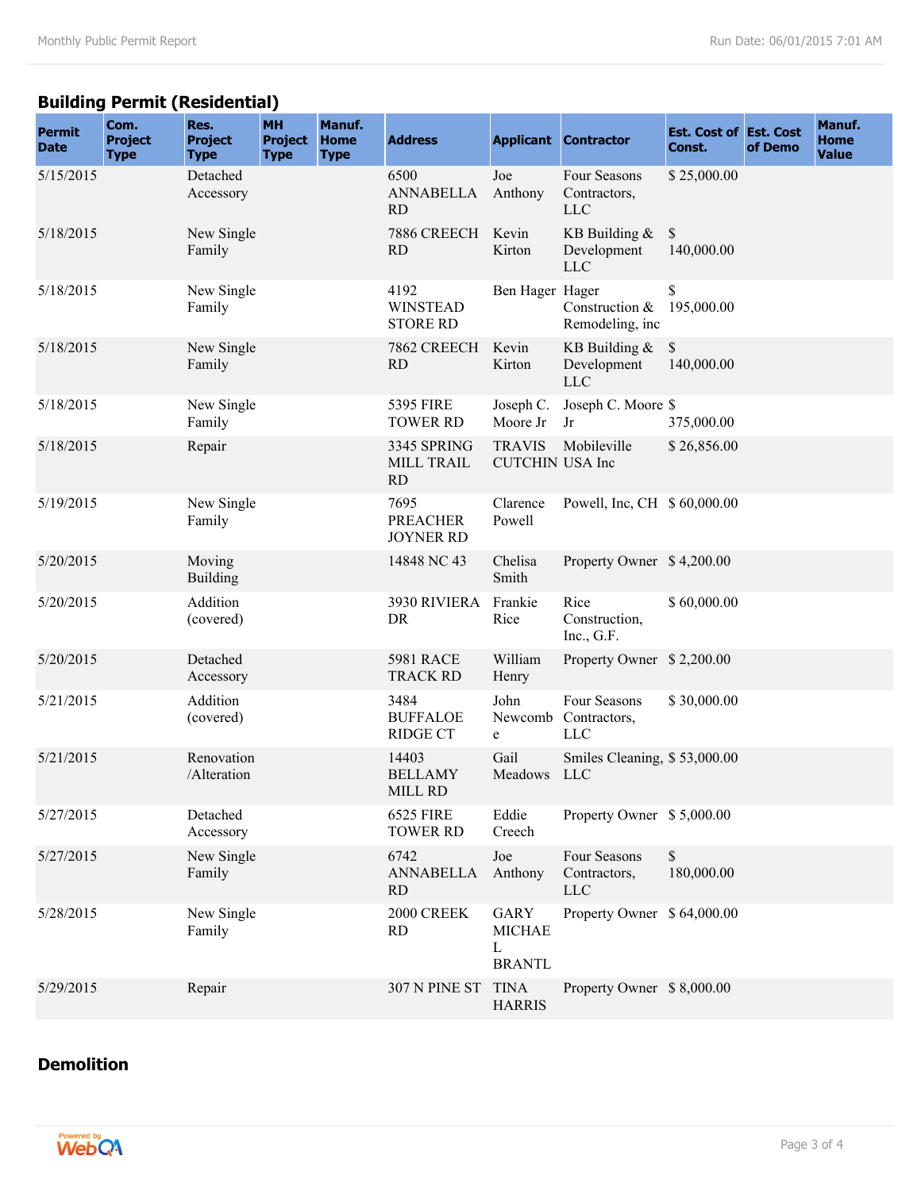## Building Permit (Residential)

| Permit Date | Com. Project Type | Res. Project Type | MH Project Type | Manuf. Home Type | Address | Applicant | Contractor | Est. Cost of Const. | Est. Cost of Demo | Manuf. Home Value |
|---|---|---|---|---|---|---|---|---|---|---|
| 5/15/2015 | | Detached Accessory | | | 6500 ANNABELLA RD | Joe Anthony | Four Seasons Contractors, LLC | $ 25,000.00 | | |
| 5/18/2015 | | New Single Family | | | 7886 CREECH RD | Kevin Kirton | KB Building & Development LLC | $ 140,000.00 | | |
| 5/18/2015 | | New Single Family | | | 4192 WINSTEAD STORE RD | Ben Hager | Hager Construction & Remodeling, inc | $ 195,000.00 | | |
| 5/18/2015 | | New Single Family | | | 7862 CREECH RD | Kevin Kirton | KB Building & Development LLC | $ 140,000.00 | | |
| 5/18/2015 | | New Single Family | | | 5395 FIRE TOWER RD | Joseph C. Moore Jr | Joseph C. Moore Jr | $ 375,000.00 | | |
| 5/18/2015 | | Repair | | | 3345 SPRING MILL TRAIL RD | TRAVIS CUTCHIN | Mobileville USA Inc | $ 26,856.00 | | |
| 5/19/2015 | | New Single Family | | | 7695 PREACHER JOYNER RD | Clarence Powell | Powell, Inc, CH | $ 60,000.00 | | |
| 5/20/2015 | | Moving Building | | | 14848 NC 43 | Chelisa Smith | Property Owner | $ 4,200.00 | | |
| 5/20/2015 | | Addition (covered) | | | 3930 RIVIERA DR | Frankie Rice | Rice Construction, Inc., G.F. | $ 60,000.00 | | |
| 5/20/2015 | | Detached Accessory | | | 5981 RACE TRACK RD | William Henry | Property Owner | $ 2,200.00 | | |
| 5/21/2015 | | Addition (covered) | | | 3484 BUFFALOE RIDGE CT | John Newcombe | Four Seasons Contractors, LLC | $ 30,000.00 | | |
| 5/21/2015 | | Renovation /Alteration | | | 14403 BELLAMY MILL RD | Gail Meadows | Smiles Cleaning, LLC | $ 53,000.00 | | |
| 5/27/2015 | | Detached Accessory | | | 6525 FIRE TOWER RD | Eddie Creech | Property Owner | $ 5,000.00 | | |
| 5/27/2015 | | New Single Family | | | 6742 ANNABELLA RD | Joe Anthony | Four Seasons Contractors, LLC | $ 180,000.00 | | |
| 5/28/2015 | | New Single Family | | | 2000 CREEK RD | GARY MICHAEL BRANTL | Property Owner | $ 64,000.00 | | |
| 5/29/2015 | | Repair | | | 307 N PINE ST | TINA HARRIS | Property Owner | $ 8,000.00 | | |

## Demolition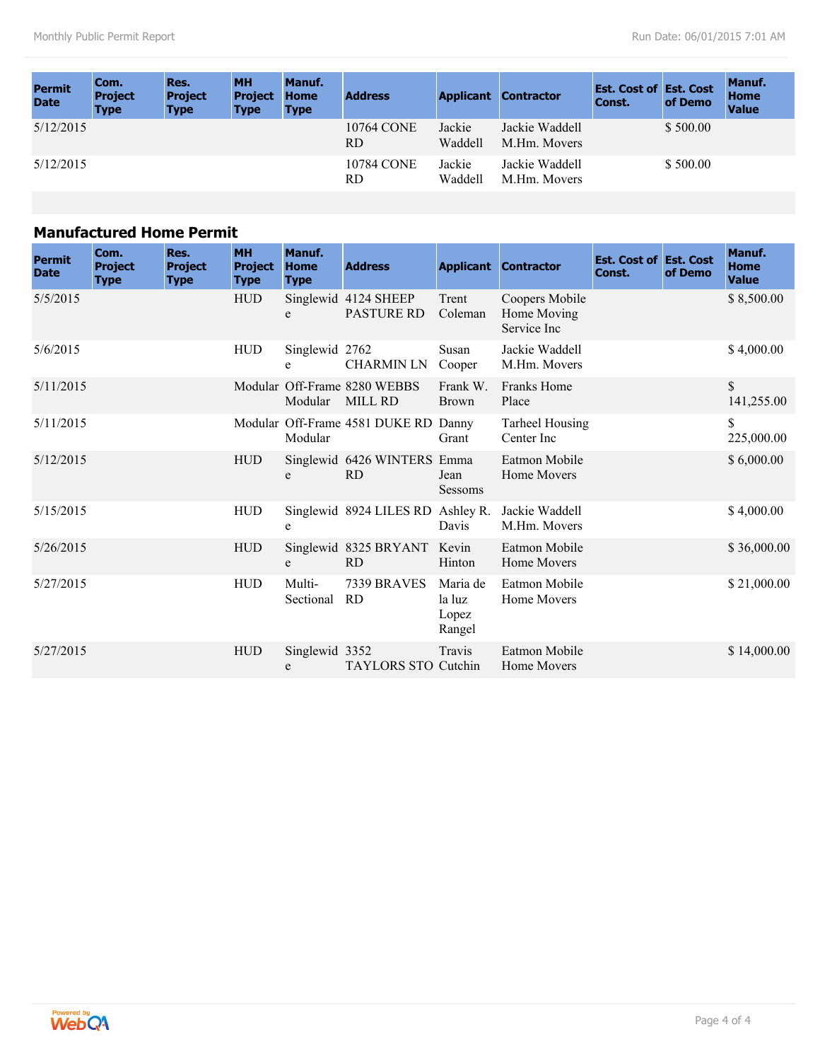| Permit Date | Com. Project Type | Res. Project Type | MH Project Type | Manuf. Home Type | Address | Applicant | Contractor | Est. Cost of Const. | Est. Cost of Demo | Manuf. Home Value |
|---|---|---|---|---|---|---|---|---|---|---|
| 5/12/2015 | | | | | 10764 CONE RD | Jackie Waddell | Jackie Waddell M.Hm. Movers | | $ 500.00 | |
| 5/12/2015 | | | | | 10784 CONE RD | Jackie Waddell | Jackie Waddell M.Hm. Movers | | $ 500.00 | |

## Manufactured Home Permit

| Permit Date | Com. Project Type | Res. Project Type | MH Project Type | Manuf. Home Type | Address | Applicant | Contractor | Est. Cost of Const. | Est. Cost of Demo | Manuf. Home Value |
|---|---|---|---|---|---|---|---|---|---|---|
| 5/5/2015 | | | HUD | Singlewide | 4124 SHEEP PASTURE RD | Trent Coleman | Coopers Mobile Home Moving Service Inc | | | $ 8,500.00 |
| 5/6/2015 | | | HUD | Singlewide | 2762 CHARMIN LN | Susan Cooper | Jackie Waddell M.Hm. Movers | | | $ 4,000.00 |
| 5/11/2015 | | | Modular | Off-Frame Modular | 8280 WEBBS MILL RD | Frank W. Brown | Franks Home Place | | | $ 141,255.00 |
| 5/11/2015 | | | Modular | Off-Frame Modular | 4581 DUKE RD | Danny Grant | Tarheel Housing Center Inc | | | $ 225,000.00 |
| 5/12/2015 | | | HUD | Singlewide | 6426 WINTERS RD | Emma Jean Sessoms | Eatmon Mobile Home Movers | | | $ 6,000.00 |
| 5/15/2015 | | | HUD | Singlewide | 8924 LILES RD | Ashley R. Davis | Jackie Waddell M.Hm. Movers | | | $ 4,000.00 |
| 5/26/2015 | | | HUD | Singlewide | 8325 BRYANT RD | Kevin Hinton | Eatmon Mobile Home Movers | | | $ 36,000.00 |
| 5/27/2015 | | | HUD | Multi-Sectional | 7339 BRAVES RD | Maria de la luz Lopez Rangel | Eatmon Mobile Home Movers | | | $ 21,000.00 |
| 5/27/2015 | | | HUD | Singlewide | 3352 TAYLORS STO | Travis Cutchin | Eatmon Mobile Home Movers | | | $ 14,000.00 |